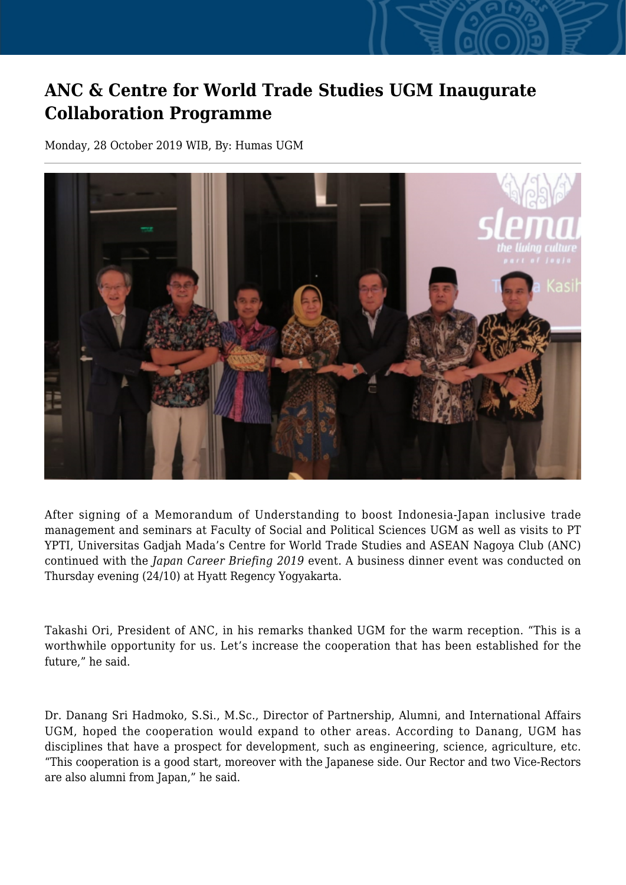# ANC & Centre for World Trade Studies UGM Inaugurate Collaboration Programme

Monday, 28 October 2019 WIB, By: Humas UGM

After signing of a Memorandum of Understanding to boost Indonesia-Japan inclusive trade management and seminars at Faculty of Social and Political Sciences UGM as well as visits to PT YPTI, Universitas Gadjah Mada's Centre for World Trade Studies and ASEAN Nagoya Club (ANC) continued with the *Japan Career Briefing 2019* event. A business dinner event was conducted on Thursday evening (24/10) at Hyatt Regency Yogyakarta.

Takashi Ori, President of ANC, in his remarks thanked UGM for the warm reception. "This is a worthwhile opportunity for us. Let's increase the cooperation that has been established for the future," he said.

Dr. Danang Sri Hadmoko, S.Si., M.Sc., Director of Partnership, Alumni, and International Affairs UGM, hoped the cooperation would expand to other areas. According to Danang, UGM has disciplines that have a prospect for development, such as engineering, science, agriculture, etc. "This cooperation is a good start, moreover with the Japanese side. Our Rector and two Vice-Rectors are also alumni from Japan," he said.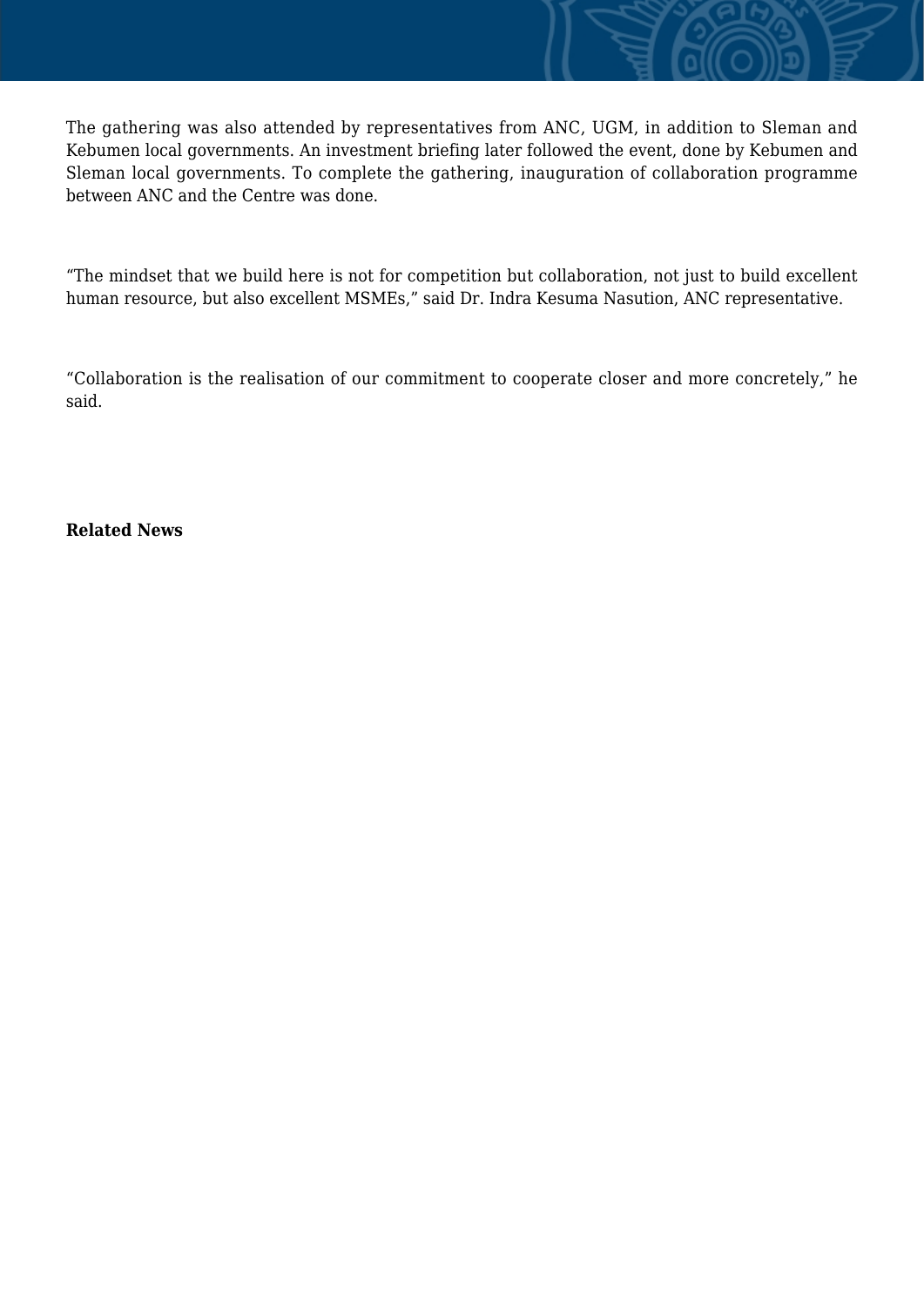The gathering was also attended by representatives from ANC, UGM, in addition to Sleman and Kebumen local governments. An investment briefing later followed the event, done by Kebumen and Sleman local governments. To complete the gathering, inauguration of collaboration programme between ANC and the Centre was done.

“The mindset that we build here is not for competition but collaboration, not just to build excellent human resource, but also excellent MSMEs,” said Dr. Indra Kesuma Nasution, ANC representative.

“Collaboration is the realisation of our commitment to cooperate closer and more concretely,” he said.

**Related News**